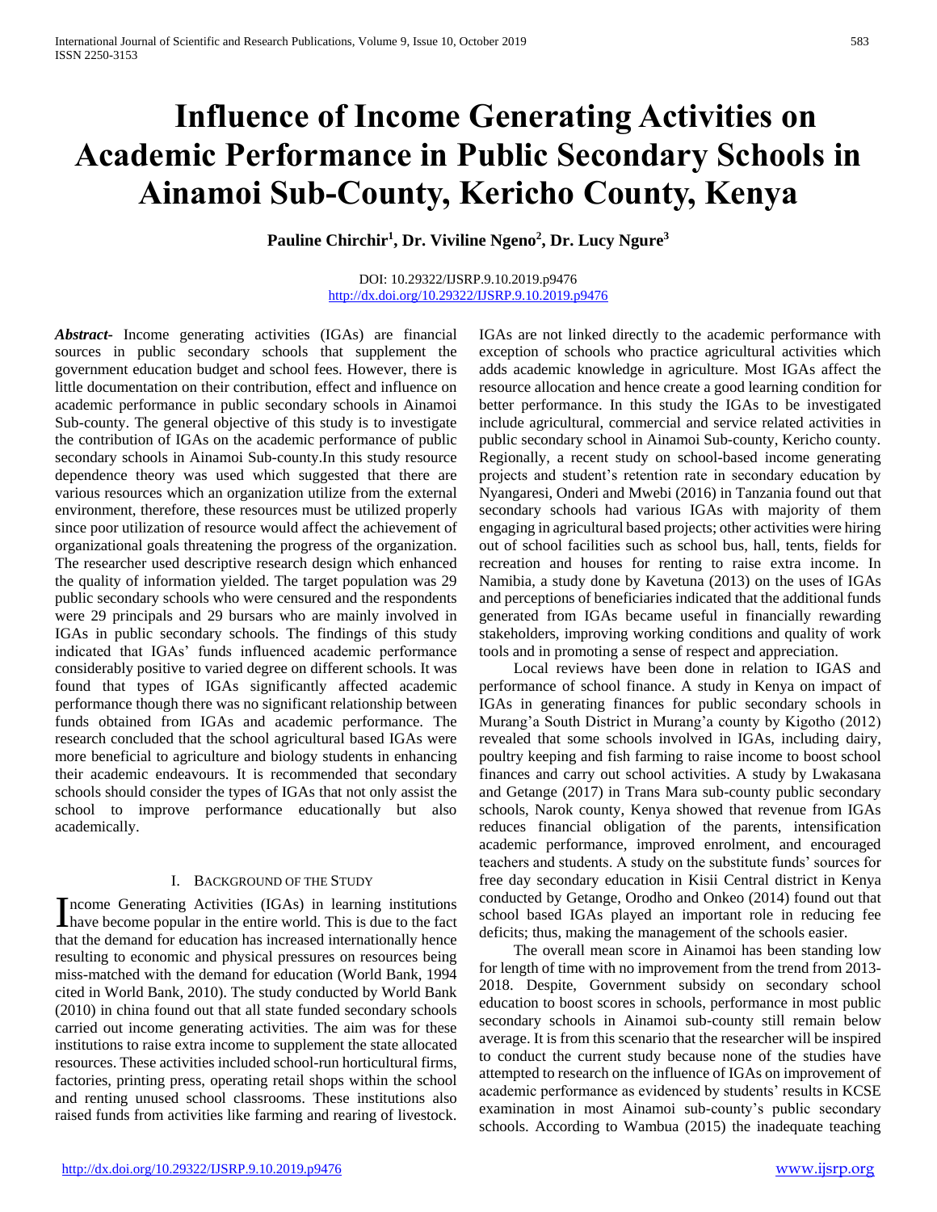# Influence of Income Generating Activities on Academic Performance in Public Secondary Schools in Ainamoi Sub-County, Kericho County, Kenya

**Pauline Chirchir[1], Dr. Viviline Ngeno[2], Dr. Lucy Ngure[3]**

DOI: 10.29322/IJSRP.9.10.2019.p9476
http://dx.doi.org/10.29322/IJSRP.9.10.2019.p9476

***Abstract-*** Income generating activities (IGAs) are financial sources in public secondary schools that supplement the government education budget and school fees. However, there is little documentation on their contribution, effect and influence on academic performance in public secondary schools in Ainamoi Sub-county. The general objective of this study is to investigate the contribution of IGAs on the academic performance of public secondary schools in Ainamoi Sub-county.In this study resource dependence theory was used which suggested that there are various resources which an organization utilize from the external environment, therefore, these resources must be utilized properly since poor utilization of resource would affect the achievement of organizational goals threatening the progress of the organization. The researcher used descriptive research design which enhanced the quality of information yielded. The target population was 29 public secondary schools who were censured and the respondents were 29 principals and 29 bursars who are mainly involved in IGAs in public secondary schools. The findings of this study indicated that IGAs' funds influenced academic performance considerably positive to varied degree on different schools. It was found that types of IGAs significantly affected academic performance though there was no significant relationship between funds obtained from IGAs and academic performance. The research concluded that the school agricultural based IGAs were more beneficial to agriculture and biology students in enhancing their academic endeavours. It is recommended that secondary schools should consider the types of IGAs that not only assist the school to improve performance educationally but also academically.

## I. Background of the Study

Income Generating Activities (IGAs) in learning institutions have become popular in the entire world. This is due to the fact that the demand for education has increased internationally hence resulting to economic and physical pressures on resources being miss-matched with the demand for education (World Bank, 1994 cited in World Bank, 2010). The study conducted by World Bank (2010) in china found out that all state funded secondary schools carried out income generating activities. The aim was for these institutions to raise extra income to supplement the state allocated resources. These activities included school-run horticultural firms, factories, printing press, operating retail shops within the school and renting unused school classrooms. These institutions also raised funds from activities like farming and rearing of livestock. IGAs are not linked directly to the academic performance with exception of schools who practice agricultural activities which adds academic knowledge in agriculture. Most IGAs affect the resource allocation and hence create a good learning condition for better performance. In this study the IGAs to be investigated include agricultural, commercial and service related activities in public secondary school in Ainamoi Sub-county, Kericho county. Regionally, a recent study on school-based income generating projects and student's retention rate in secondary education by Nyangaresi, Onderi and Mwebi (2016) in Tanzania found out that secondary schools had various IGAs with majority of them engaging in agricultural based projects; other activities were hiring out of school facilities such as school bus, hall, tents, fields for recreation and houses for renting to raise extra income. In Namibia, a study done by Kavetuna (2013) on the uses of IGAs and perceptions of beneficiaries indicated that the additional funds generated from IGAs became useful in financially rewarding stakeholders, improving working conditions and quality of work tools and in promoting a sense of respect and appreciation.

Local reviews have been done in relation to IGAS and performance of school finance. A study in Kenya on impact of IGAs in generating finances for public secondary schools in Murang'a South District in Murang'a county by Kigotho (2012) revealed that some schools involved in IGAs, including dairy, poultry keeping and fish farming to raise income to boost school finances and carry out school activities. A study by Lwakasana and Getange (2017) in Trans Mara sub-county public secondary schools, Narok county, Kenya showed that revenue from IGAs reduces financial obligation of the parents, intensification academic performance, improved enrolment, and encouraged teachers and students. A study on the substitute funds' sources for free day secondary education in Kisii Central district in Kenya conducted by Getange, Orodho and Onkeo (2014) found out that school based IGAs played an important role in reducing fee deficits; thus, making the management of the schools easier.

The overall mean score in Ainamoi has been standing low for length of time with no improvement from the trend from 2013-2018. Despite, Government subsidy on secondary school education to boost scores in schools, performance in most public secondary schools in Ainamoi sub-county still remain below average. It is from this scenario that the researcher will be inspired to conduct the current study because none of the studies have attempted to research on the influence of IGAs on improvement of academic performance as evidenced by students' results in KCSE examination in most Ainamoi sub-county's public secondary schools. According to Wambua (2015) the inadequate teaching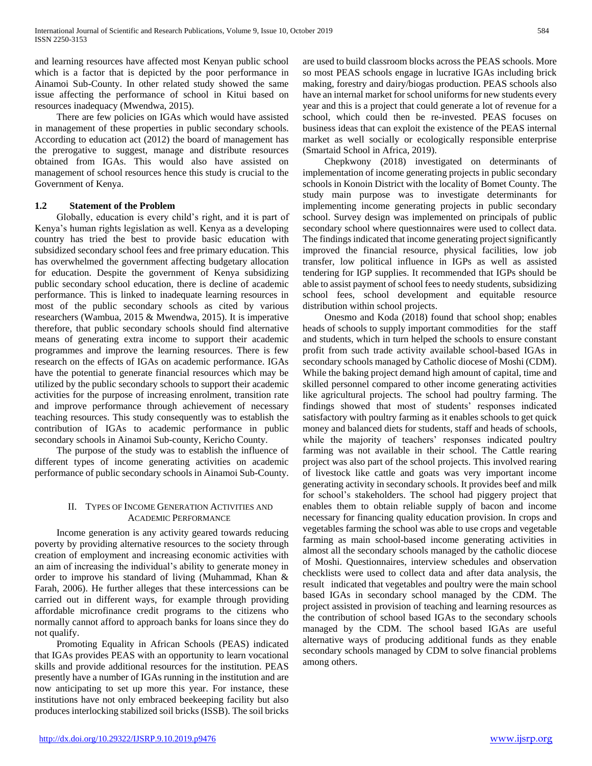and learning resources have affected most Kenyan public school which is a factor that is depicted by the poor performance in Ainamoi Sub-County. In other related study showed the same issue affecting the performance of school in Kitui based on resources inadequacy (Mwendwa, 2015).

There are few policies on IGAs which would have assisted in management of these properties in public secondary schools. According to education act (2012) the board of management has the prerogative to suggest, manage and distribute resources obtained from IGAs. This would also have assisted on management of school resources hence this study is crucial to the Government of Kenya.

### 1.2 Statement of the Problem

Globally, education is every child's right, and it is part of Kenya's human rights legislation as well. Kenya as a developing country has tried the best to provide basic education with subsidized secondary school fees and free primary education. This has overwhelmed the government affecting budgetary allocation for education. Despite the government of Kenya subsidizing public secondary school education, there is decline of academic performance. This is linked to inadequate learning resources in most of the public secondary schools as cited by various researchers (Wambua, 2015 & Mwendwa, 2015). It is imperative therefore, that public secondary schools should find alternative means of generating extra income to support their academic programmes and improve the learning resources. There is few research on the effects of IGAs on academic performance. IGAs have the potential to generate financial resources which may be utilized by the public secondary schools to support their academic activities for the purpose of increasing enrolment, transition rate and improve performance through achievement of necessary teaching resources. This study consequently was to establish the contribution of IGAs to academic performance in public secondary schools in Ainamoi Sub-county, Kericho County.

The purpose of the study was to establish the influence of different types of income generating activities on academic performance of public secondary schools in Ainamoi Sub-County.

## II. Types of Income Generation Activities and Academic Performance

Income generation is any activity geared towards reducing poverty by providing alternative resources to the society through creation of employment and increasing economic activities with an aim of increasing the individual's ability to generate money in order to improve his standard of living (Muhammad, Khan & Farah, 2006). He further alleges that these intercessions can be carried out in different ways, for example through providing affordable microfinance credit programs to the citizens who normally cannot afford to approach banks for loans since they do not qualify.

Promoting Equality in African Schools (PEAS) indicated that IGAs provides PEAS with an opportunity to learn vocational skills and provide additional resources for the institution. PEAS presently have a number of IGAs running in the institution and are now anticipating to set up more this year. For instance, these institutions have not only embraced beekeeping facility but also produces interlocking stabilized soil bricks (ISSB). The soil bricks are used to build classroom blocks across the PEAS schools. More so most PEAS schools engage in lucrative IGAs including brick making, forestry and dairy/biogas production. PEAS schools also have an internal market for school uniforms for new students every year and this is a project that could generate a lot of revenue for a school, which could then be re-invested. PEAS focuses on business ideas that can exploit the existence of the PEAS internal market as well socially or ecologically responsible enterprise (Smartaid School in Africa, 2019).

Chepkwony (2018) investigated on determinants of implementation of income generating projects in public secondary schools in Konoin District with the locality of Bomet County. The study main purpose was to investigate determinants for implementing income generating projects in public secondary school. Survey design was implemented on principals of public secondary school where questionnaires were used to collect data. The findings indicated that income generating project significantly improved the financial resource, physical facilities, low job transfer, low political influence in IGPs as well as assisted tendering for IGP supplies. It recommended that IGPs should be able to assist payment of school fees to needy students, subsidizing school fees, school development and equitable resource distribution within school projects.

Onesmo and Koda (2018) found that school shop; enables heads of schools to supply important commodities for the staff and students, which in turn helped the schools to ensure constant profit from such trade activity available school-based IGAs in secondary schools managed by Catholic diocese of Moshi (CDM). While the baking project demand high amount of capital, time and skilled personnel compared to other income generating activities like agricultural projects. The school had poultry farming. The findings showed that most of students' responses indicated satisfactory with poultry farming as it enables schools to get quick money and balanced diets for students, staff and heads of schools, while the majority of teachers' responses indicated poultry farming was not available in their school. The Cattle rearing project was also part of the school projects. This involved rearing of livestock like cattle and goats was very important income generating activity in secondary schools. It provides beef and milk for school's stakeholders. The school had piggery project that enables them to obtain reliable supply of bacon and income necessary for financing quality education provision. In crops and vegetables farming the school was able to use crops and vegetable farming as main school-based income generating activities in almost all the secondary schools managed by the catholic diocese of Moshi. Questionnaires, interview schedules and observation checklists were used to collect data and after data analysis, the result indicated that vegetables and poultry were the main school based IGAs in secondary school managed by the CDM. The project assisted in provision of teaching and learning resources as the contribution of school based IGAs to the secondary schools managed by the CDM. The school based IGAs are useful alternative ways of producing additional funds as they enable secondary schools managed by CDM to solve financial problems among others.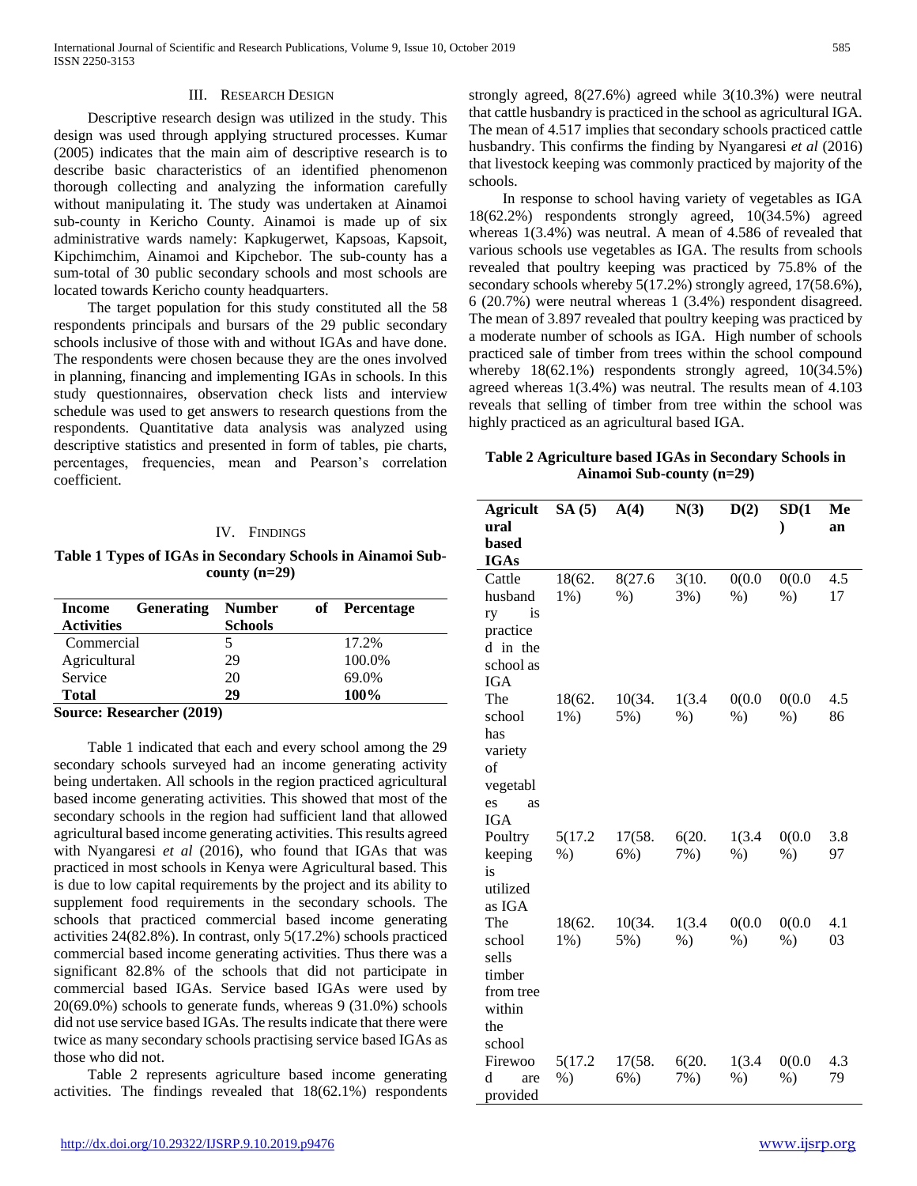## III. Research Design

Descriptive research design was utilized in the study. This design was used through applying structured processes. Kumar (2005) indicates that the main aim of descriptive research is to describe basic characteristics of an identified phenomenon thorough collecting and analyzing the information carefully without manipulating it. The study was undertaken at Ainamoi sub-county in Kericho County. Ainamoi is made up of six administrative wards namely: Kapkugerwet, Kapsoas, Kapsoit, Kipchimchim, Ainamoi and Kipchebor. The sub-county has a sum-total of 30 public secondary schools and most schools are located towards Kericho county headquarters.

The target population for this study constituted all the 58 respondents principals and bursars of the 29 public secondary schools inclusive of those with and without IGAs and have done. The respondents were chosen because they are the ones involved in planning, financing and implementing IGAs in schools. In this study questionnaires, observation check lists and interview schedule was used to get answers to research questions from the respondents. Quantitative data analysis was analyzed using descriptive statistics and presented in form of tables, pie charts, percentages, frequencies, mean and Pearson's correlation coefficient.

## IV. Findings

**Table 1 Types of IGAs in Secondary Schools in Ainamoi Sub-county (n=29)**

| Income Generating Activities | Number of Schools | Percentage |
|---|---|---|
| Commercial | 5 | 17.2% |
| Agricultural | 29 | 100.0% |
| Service | 20 | 69.0% |
| **Total** | **29** | **100%** |

**Source: Researcher (2019)**

Table 1 indicated that each and every school among the 29 secondary schools surveyed had an income generating activity being undertaken. All schools in the region practiced agricultural based income generating activities. This showed that most of the secondary schools in the region had sufficient land that allowed agricultural based income generating activities. This results agreed with Nyangaresi *et al* (2016), who found that IGAs that was practiced in most schools in Kenya were Agricultural based. This is due to low capital requirements by the project and its ability to supplement food requirements in the secondary schools. The schools that practiced commercial based income generating activities 24(82.8%). In contrast, only 5(17.2%) schools practiced commercial based income generating activities. Thus there was a significant 82.8% of the schools that did not participate in commercial based IGAs. Service based IGAs were used by 20(69.0%) schools to generate funds, whereas 9 (31.0%) schools did not use service based IGAs. The results indicate that there were twice as many secondary schools practising service based IGAs as those who did not.

Table 2 represents agriculture based income generating activities. The findings revealed that 18(62.1%) respondents strongly agreed, 8(27.6%) agreed while 3(10.3%) were neutral that cattle husbandry is practiced in the school as agricultural IGA. The mean of 4.517 implies that secondary schools practiced cattle husbandry. This confirms the finding by Nyangaresi *et al* (2016) that livestock keeping was commonly practiced by majority of the schools.

In response to school having variety of vegetables as IGA 18(62.2%) respondents strongly agreed, 10(34.5%) agreed whereas 1(3.4%) was neutral. A mean of 4.586 of revealed that various schools use vegetables as IGA. The results from schools revealed that poultry keeping was practiced by 75.8% of the secondary schools whereby 5(17.2%) strongly agreed, 17(58.6%), 6 (20.7%) were neutral whereas 1 (3.4%) respondent disagreed. The mean of 3.897 revealed that poultry keeping was practiced by a moderate number of schools as IGA. High number of schools practiced sale of timber from trees within the school compound whereby 18(62.1%) respondents strongly agreed, 10(34.5%) agreed whereas 1(3.4%) was neutral. The results mean of 4.103 reveals that selling of timber from tree within the school was highly practiced as an agricultural based IGA.

**Table 2 Agriculture based IGAs in Secondary Schools in Ainamoi Sub-county (n=29)**

| Agricultural based IGAs | SA (5) | A(4) | N(3) | D(2) | SD(1) | Mean |
|---|---|---|---|---|---|---|
| Cattle husbandry is practiced in the school as IGA | 18(62.1%) | 8(27.6%) | 3(10.3%) | 0(0.0%) | 0(0.0%) | 4.517 |
| The school has variety of vegetables as IGA | 18(62.1%) | 10(34.5%) | 1(3.4%) | 0(0.0%) | 0(0.0%) | 4.586 |
| Poultry keeping is utilized as IGA | 5(17.2%) | 17(58.6%) | 6(20.7%) | 1(3.4%) | 0(0.0%) | 3.897 |
| The school sells timber from tree within the school | 18(62.1%) | 10(34.5%) | 1(3.4%) | 0(0.0%) | 0(0.0%) | 4.103 |
| Firewood are provided | 5(17.2%) | 17(58.6%) | 6(20.7%) | 1(3.4%) | 0(0.0%) | 4.379 |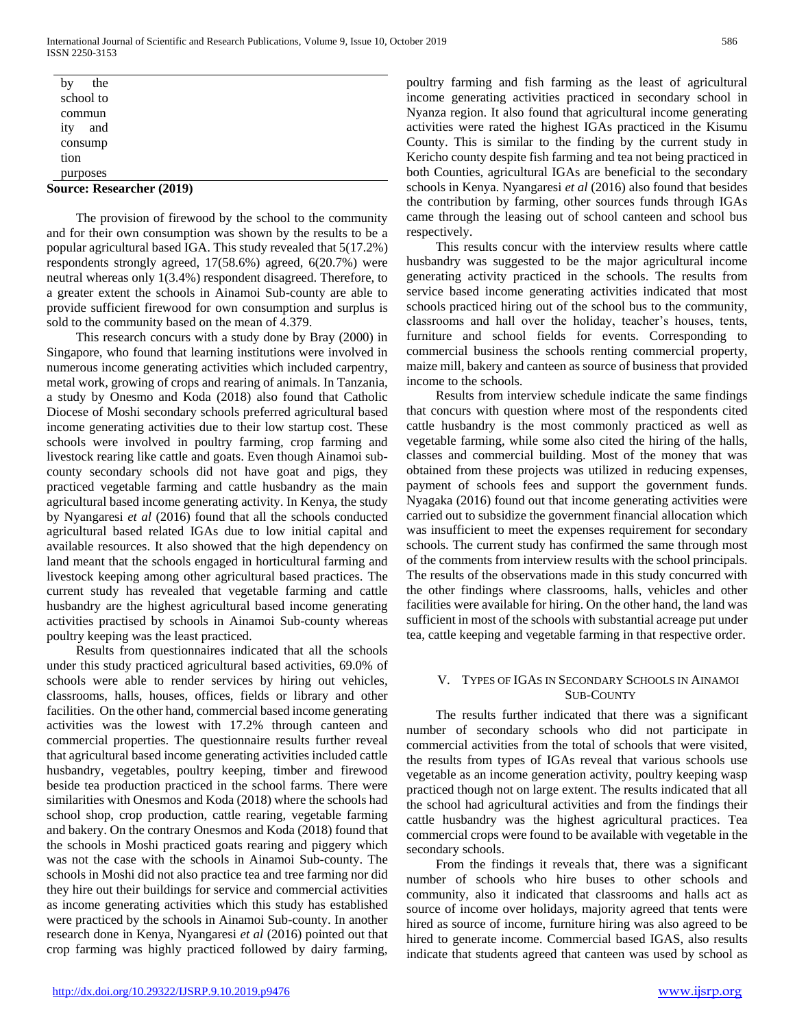| by the school to community and consumption purposes |
|---|

**Source: Researcher (2019)**

The provision of firewood by the school to the community and for their own consumption was shown by the results to be a popular agricultural based IGA. This study revealed that 5(17.2%) respondents strongly agreed, 17(58.6%) agreed, 6(20.7%) were neutral whereas only 1(3.4%) respondent disagreed. Therefore, to a greater extent the schools in Ainamoi Sub-county are able to provide sufficient firewood for own consumption and surplus is sold to the community based on the mean of 4.379.

This research concurs with a study done by Bray (2000) in Singapore, who found that learning institutions were involved in numerous income generating activities which included carpentry, metal work, growing of crops and rearing of animals. In Tanzania, a study by Onesmo and Koda (2018) also found that Catholic Diocese of Moshi secondary schools preferred agricultural based income generating activities due to their low startup cost. These schools were involved in poultry farming, crop farming and livestock rearing like cattle and goats. Even though Ainamoi sub-county secondary schools did not have goat and pigs, they practiced vegetable farming and cattle husbandry as the main agricultural based income generating activity. In Kenya, the study by Nyangaresi *et al* (2016) found that all the schools conducted agricultural based related IGAs due to low initial capital and available resources. It also showed that the high dependency on land meant that the schools engaged in horticultural farming and livestock keeping among other agricultural based practices. The current study has revealed that vegetable farming and cattle husbandry are the highest agricultural based income generating activities practised by schools in Ainamoi Sub-county whereas poultry keeping was the least practiced.

Results from questionnaires indicated that all the schools under this study practiced agricultural based activities, 69.0% of schools were able to render services by hiring out vehicles, classrooms, halls, houses, offices, fields or library and other facilities. On the other hand, commercial based income generating activities was the lowest with 17.2% through canteen and commercial properties. The questionnaire results further reveal that agricultural based income generating activities included cattle husbandry, vegetables, poultry keeping, timber and firewood beside tea production practiced in the school farms. There were similarities with Onesmos and Koda (2018) where the schools had school shop, crop production, cattle rearing, vegetable farming and bakery. On the contrary Onesmos and Koda (2018) found that the schools in Moshi practiced goats rearing and piggery which was not the case with the schools in Ainamoi Sub-county. The schools in Moshi did not also practice tea and tree farming nor did they hire out their buildings for service and commercial activities as income generating activities which this study has established were practiced by the schools in Ainamoi Sub-county. In another research done in Kenya, Nyangaresi *et al* (2016) pointed out that crop farming was highly practiced followed by dairy farming, poultry farming and fish farming as the least of agricultural income generating activities practiced in secondary school in Nyanza region. It also found that agricultural income generating activities were rated the highest IGAs practiced in the Kisumu County. This is similar to the finding by the current study in Kericho county despite fish farming and tea not being practiced in both Counties, agricultural IGAs are beneficial to the secondary schools in Kenya. Nyangaresi *et al* (2016) also found that besides the contribution by farming, other sources funds through IGAs came through the leasing out of school canteen and school bus respectively.

This results concur with the interview results where cattle husbandry was suggested to be the major agricultural income generating activity practiced in the schools. The results from service based income generating activities indicated that most schools practiced hiring out of the school bus to the community, classrooms and hall over the holiday, teacher's houses, tents, furniture and school fields for events. Corresponding to commercial business the schools renting commercial property, maize mill, bakery and canteen as source of business that provided income to the schools.

Results from interview schedule indicate the same findings that concurs with question where most of the respondents cited cattle husbandry is the most commonly practiced as well as vegetable farming, while some also cited the hiring of the halls, classes and commercial building. Most of the money that was obtained from these projects was utilized in reducing expenses, payment of schools fees and support the government funds. Nyagaka (2016) found out that income generating activities were carried out to subsidize the government financial allocation which was insufficient to meet the expenses requirement for secondary schools. The current study has confirmed the same through most of the comments from interview results with the school principals. The results of the observations made in this study concurred with the other findings where classrooms, halls, vehicles and other facilities were available for hiring. On the other hand, the land was sufficient in most of the schools with substantial acreage put under tea, cattle keeping and vegetable farming in that respective order.

## V. Types of IGAs in Secondary Schools in Ainamoi Sub-County

The results further indicated that there was a significant number of secondary schools who did not participate in commercial activities from the total of schools that were visited, the results from types of IGAs reveal that various schools use vegetable as an income generation activity, poultry keeping wasp practiced though not on large extent. The results indicated that all the school had agricultural activities and from the findings their cattle husbandry was the highest agricultural practices. Tea commercial crops were found to be available with vegetable in the secondary schools.

From the findings it reveals that, there was a significant number of schools who hire buses to other schools and community, also it indicated that classrooms and halls act as source of income over holidays, majority agreed that tents were hired as source of income, furniture hiring was also agreed to be hired to generate income. Commercial based IGAS, also results indicate that students agreed that canteen was used by school as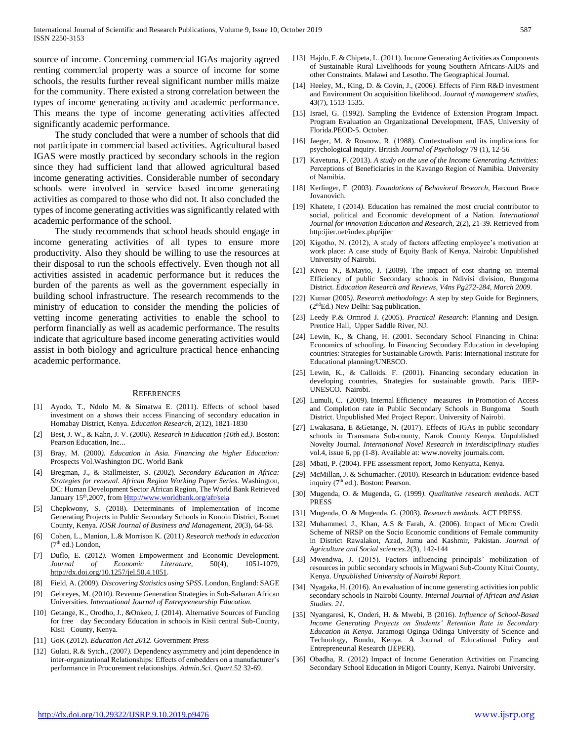source of income. Concerning commercial IGAs majority agreed renting commercial property was a source of income for some schools, the results further reveal significant number mills maize for the community. There existed a strong correlation between the types of income generating activity and academic performance. This means the type of income generating activities affected significantly academic performance.

The study concluded that were a number of schools that did not participate in commercial based activities. Agricultural based IGAS were mostly practiced by secondary schools in the region since they had sufficient land that allowed agricultural based income generating activities. Considerable number of secondary schools were involved in service based income generating activities as compared to those who did not. It also concluded the types of income generating activities was significantly related with academic performance of the school.

The study recommends that school heads should engage in income generating activities of all types to ensure more productivity. Also they should be willing to use the resources at their disposal to run the schools effectively. Even though not all activities assisted in academic performance but it reduces the burden of the parents as well as the government especially in building school infrastructure. The research recommends to the ministry of education to consider the mending the policies of vetting income generating activities to enable the school to perform financially as well as academic performance. The results indicate that agriculture based income generating activities would assist in both biology and agriculture practical hence enhancing academic performance.

## REFERENCES

[1] Ayodo, T., Ndolo M. & Simatwa E. (2011). Effects of school based investment on a shows their access Financing of secondary education in Homabay District, Kenya. *Education Research*, 2(12), 1821-1830

[2] Best, J. W., & Kahn, J. V. (2006). *Research in Education (10th ed.)*. Boston: Pearson Education, Inc...

[3] Bray, M. (2000*). Education in Asia. Financing the higher Education:* Prospects Vol.Washington DC. World Bank

[4] Bregman, J., & Stallmeister, S. (2002). *Secondary Education in Africa: Strategies for renewal. African Region Working Paper Series*. Washington, DC: Human Development Sector African Region, The World Bank Retrieved January 15th,2007, from Http://www.worldbank.org/afr/seia

[5] Chepkwony, S. (2018). Determinants of Implementation of Income Generating Projects in Public Secondary Schools in Konoin District, Bomet County, Kenya. *IOSR Journal of Business and Management*, 20(3), 64-68.

[6] Cohen, L., Manion, L.& Morrison K. (2011) *Research methods in education* (7th ed.) London,

[7] Duflo, E. (2012*).* Women Empowerment and Economic Development. *Journal of Economic Literature*, 50(4), 1051-1079, http://dx.doi.org/10.1257/jel.50.4.1051.

[8] Field, A. (2009). *Discovering Statistics using SPSS*. London, England: SAGE

[9] Gebreyes, M. (2010*).* Revenue Generation Strategies in Sub-Saharan African Universities. *International Journal of Entrepreneurship Education.*

[10] Getange, K., Orodho, J., &Onkeo, J. (2014). Alternative Sources of Funding for free day Secondary Education in schools in Kisii central Sub-County, Kisii County, Kenya.

[11] GoK (2012). *Education Act 2012.* Government Press

[12] Gulati, R.& Sytch., (2007*).* Dependency asymmetry and joint dependence in inter-organizational Relationships: Effects of embedders on a manufacturer's performance in Procurement relationships. *Admin.Sci. Quart.*52 32-69.

[13] Hajdu, F. & Chipeta, L. (2011). Income Generating Activities as Components of Sustainable Rural Livelihoods for young Southern Africans-AIDS and other Constraints. Malawi and Lesotho. The Geographical Journal.

[14] Heeley, M., King, D. & Covin, J., (2006*).* Effects of Firm R&D investment and Environment On acquisition likelihood. *Journal of management studies*, 43(7), 1513-1535.

[15] Israel, G. (1992). Sampling the Evidence of Extension Program Impact. Program Evaluation an Organizational Development, IFAS, University of Florida.PEOD-5. October.

[16] Jaeger, M. & Rosnow, R. (1988). Contextualism and its implications for psychological inquiry. British *Journal of Psychology* 79 (1), 12-56

[17] Kavetuna, F. (2013). *A study on the use of the Income Generating Activities:* Perceptions of Beneficiaries in the Kavango Region of Namibia. University of Namibia.

[18] Kerlinger, F. (2003). *Foundations of Behavioral Research*, Harcourt Brace Jovanovich.

[19] Khatete, I (2014*).* Education has remained the most crucial contributor to social, political and Economic development of a Nation. *International Journal for innovation Education and Research,* 2(2), 21-39. Retrieved from http:ijier.net/index.php/ijier

[20] Kigotho, N. (2012), A study of factors affecting employee's motivation at work place: A case study of Equity Bank of Kenya. Nairobi: Unpublished University of Nairobi.

[21] Kiveu N., &Mayio, J. (2009). The impact of cost sharing on internal Efficiency of public Secondary schools in Ndivisi division, Bungoma District. *Education Research and Reviews, V4ns Pg272-284, March 2009.*

[22] Kumar (2005*). Research methodology*: A step by step Guide for Beginners, (2ndEd.) New Delhi: Sag publication.

[23] Leedy P.& Ormrod J. (2005). *Practical Research*: Planning and Design. Prentice Hall, Upper Saddle River, NJ.

[24] Lewin, K., & Chang, H. (2001. Secondary School Financing in China: Economics of schooling. In Financing Secondary Education in developing countries: Strategies for Sustainable Growth. Paris: International institute for Educational planning/UNESCO.

[25] Lewin, K., & Calloids. F. (2001). Financing secondary education in developing countries, Strategies for sustainable growth. Paris. IIEP-UNESCO. Nairobi.

[26] Lumuli, C. (2009). Internal Efficiency measures in Promotion of Access and Completion rate in Public Secondary Schools in Bungoma South District. Unpublished Med Project Report. University of Nairobi.

[27] Lwakasana, E &Getange, N. (2017). Effects of IGAs in public secondary schools in Transmara Sub-county, Narok County Kenya. Unpublished Novelty Journal. *International Novel Research in interdisciplinary studies* vol.4, issue 6, pp (1-8). Available at: www.novelty journals.com.

[28] Mbati, P. (2004). FPE assessment report, Jomo Kenyatta, Kenya.

[29] McMillan, J. & Schumacher. (2010). Research in Education: evidence-based inquiry (7th ed.). Boston: Pearson.

[30] Mugenda, O. & Mugenda, G. (1999*). Qualitative research methods*. ACT PRESS

[31] Mugenda, O. & Mugenda, G. (2003). *Research methods*. ACT PRESS.

[32] Muhammed, J., Khan, A.S & Farah, A. (2006). Impact of Micro Credit Scheme of NRSP on the Socio Economic conditions of Female community in District Rawalakot, Azad, Jumu and Kashmir, Pakistan. *Journal of Agriculture and Social sciences*.2(3), 142-144

[33] Mwendwa, J. (2015). Factors influencing principals' mobilization of resources in public secondary schools in Migwani Sub-County Kitui County, Kenya. *Unpublished University of Nairobi Report.*

[34] Nyagaka, H. (2016). An evaluation of income generating activities ion public secondary schools in Nairobi County. *Internal Journal of African and Asian Studies. 21.*

[35] Nyangaresi, K, Onderi, H. & Mwebi, B (2016). *Influence of School-Based Income Generating Projects on Students' Retention Rate in Secondary Education in Kenya.* Jaramogi Oginga Odinga University of Science and Technology, Bondo, Kenya. A Journal of Educational Policy and Entrepreneurial Research (JEPER).

[36] Obadha, R. (2012) Impact of Income Generation Activities on Financing Secondary School Education in Migori County, Kenya. Nairobi University.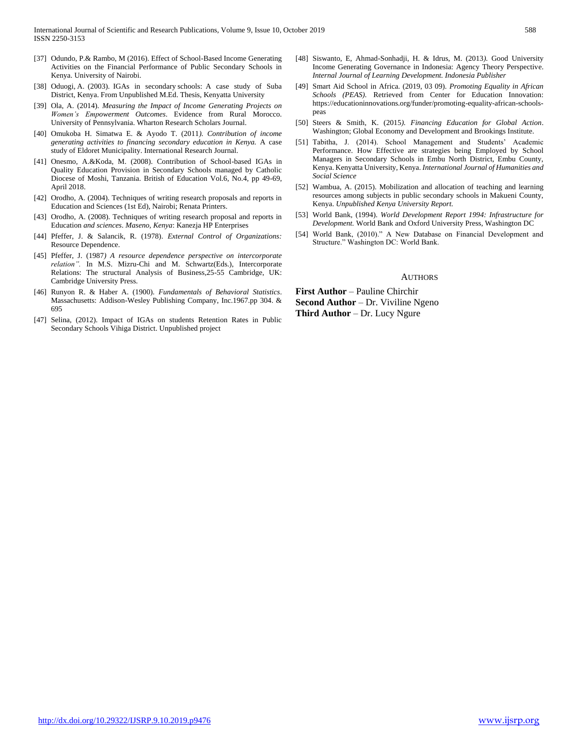[37] Odundo, P.& Rambo, M (2016). Effect of School-Based Income Generating Activities on the Financial Performance of Public Secondary Schools in Kenya. University of Nairobi.

[38] Oduogi, A. (2003). IGAs in secondary schools: A case study of Suba District, Kenya. From Unpublished M.Ed. Thesis, Kenyatta University

[39] Ola, A. (2014). *Measuring the Impact of Income Generating Projects on Women's Empowerment Outcomes*. Evidence from Rural Morocco. University of Pennsylvania. Wharton Research Scholars Journal.

[40] Omukoba H. Simatwa E. & Ayodo T. (2011*). Contribution of income generating activities to financing secondary education in Kenya.* A case study of Eldoret Municipality. International Research Journal.

[41] Onesmo, A.&Koda, M. (2008). Contribution of School-based IGAs in Quality Education Provision in Secondary Schools managed by Catholic Diocese of Moshi, Tanzania. British of Education Vol.6, No.4, pp 49-69, April 2018.

[42] Orodho, A. (2004). Techniques of writing research proposals and reports in Education and Sciences (1st Ed), Nairobi; Renata Printers.

[43] Orodho, A. (2008). Techniques of writing research proposal and reports in Education *and sciences*. *Maseno, Kenya*: Kanezja HP Enterprises

[44] Pfeffer, J. & Salancik, R. (1978). *External Control of Organizations:* Resource Dependence.

[45] Pfeffer, J. (1987*) A resource dependence perspective on intercorporate relation".* In M.S. Mizru-Chi and M. Schwartz(Eds.), Intercorporate Relations: The structural Analysis of Business,25-55 Cambridge, UK: Cambridge University Press.

[46] Runyon R. & Haber A. (1900). *Fundamentals of Behavioral Statistics*. Massachusetts: Addison-Wesley Publishing Company, Inc.1967.pp 304. & 695

[47] Selina, (2012). Impact of IGAs on students Retention Rates in Public Secondary Schools Vihiga District. Unpublished project

[48] Siswanto, E, Ahmad-Sonhadji, H. & Idrus, M. (2013*).* Good University Income Generating Governance in Indonesia: Agency Theory Perspective. *Internal Journal of Learning Development. Indonesia Publisher*

[49] Smart Aid School in Africa. (2019, 03 09). *Promoting Equality in African Schools (PEAS).* Retrieved from Center for Education Innovation: https://educationinnovations.org/funder/promoting-equality-african-schools-peas

[50] Steers & Smith, K. (2015*). Financing Education for Global Action*. Washington; Global Economy and Development and Brookings Institute.

[51] Tabitha, J. (2014). School Management and Students' Academic Performance. How Effective are strategies being Employed by School Managers in Secondary Schools in Embu North District, Embu County, Kenya. Kenyatta University, Kenya. *International Journal of Humanities and Social Science*

[52] Wambua, A. (2015). Mobilization and allocation of teaching and learning resources among subjects in public secondary schools in Makueni County, Kenya. *Unpublished Kenya University Report.*

[53] World Bank, (1994). *World Development Report 1994: Infrastructure for Development.* World Bank and Oxford University Press, Washington DC

[54] World Bank, (2010)." A New Database on Financial Development and Structure." Washington DC: World Bank.

## AUTHORS

**First Author** – Pauline Chirchir
**Second Author** – Dr. Viviline Ngeno
**Third Author** – Dr. Lucy Ngure